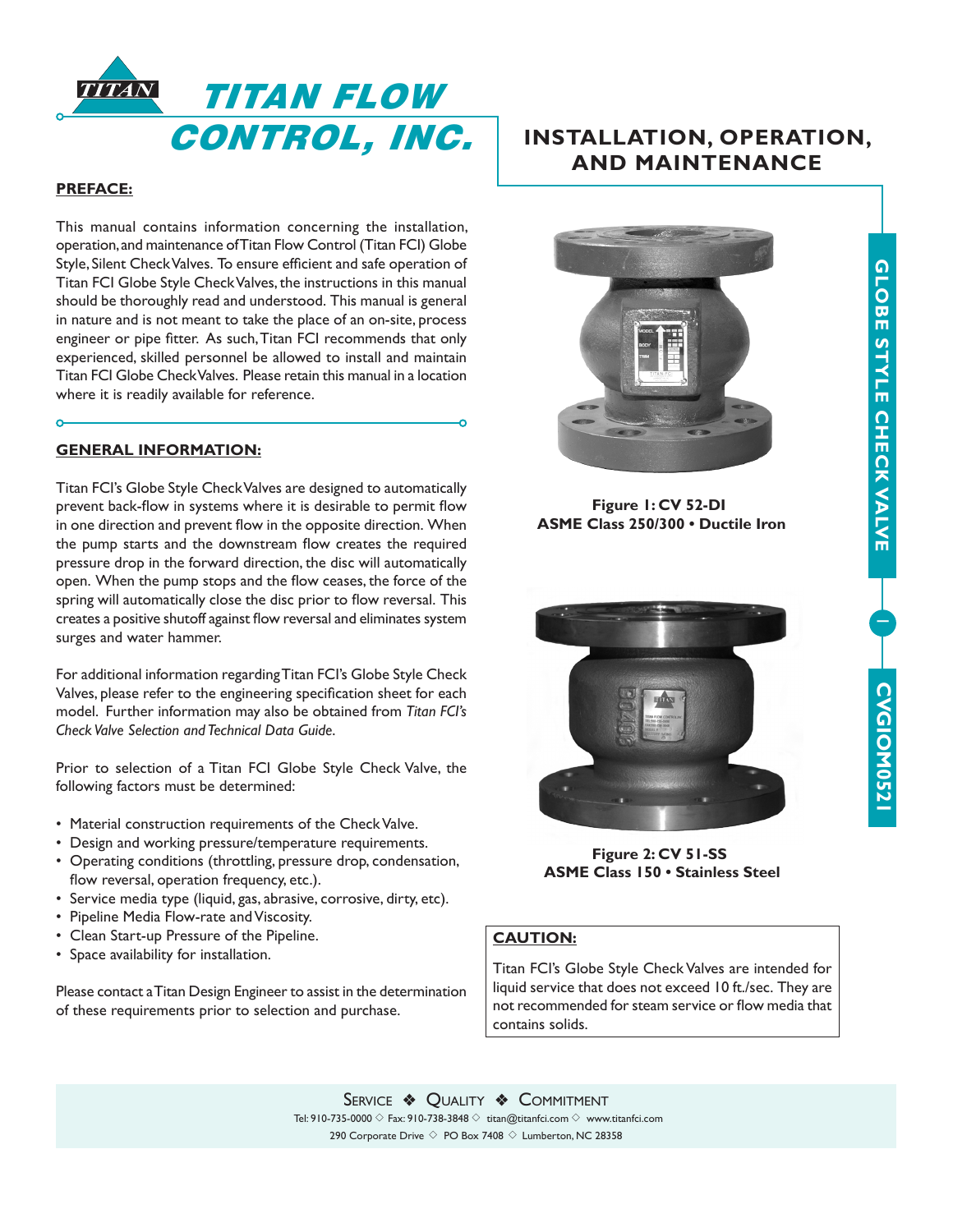# TITAN FLOW CONTROL, INC.

# INSTALLATION, OPERATION, AND MAINTENANCE

## PREFACE:

This manual contains information concerning the installation, operation, and maintenance of Titan Flow Control (Titan FCI) Globe Style, Silent Check Valves. To ensure efficient and safe operation of Titan FCI Globe Style Check Valves, the instructions in this manual should be thoroughly read and understood. This manual is general in nature and is not meant to take the place of an on-site, process engineer or pipe fitter. As such, Titan FCI recommends that only experienced, skilled personnel be allowed to install and maintain Titan FCI Globe Check Valves. Please retain this manual in a location where it is readily available for reference.

## GENERAL INFORMATION:

Titan FCI's Globe Style Check Valves are designed to automatically prevent back-flow in systems where it is desirable to permit flow in one direction and prevent flow in the opposite direction. When the pump starts and the downstream flow creates the required pressure drop in the forward direction, the disc will automatically open. When the pump stops and the flow ceases, the force of the spring will automatically close the disc prior to flow reversal. This creates a positive shutoff against flow reversal and eliminates system surges and water hammer.

For additional information regarding Titan FCI's Globe Style Check Valves, please refer to the engineering specification sheet for each model. Further information may also be obtained from *Titan FCI's Check Valve Selection and Technical Data Guide.*

Prior to selection of a Titan FCI Globe Style Check Valve, the following factors must be determined:

- Material construction requirements of the Check Valve.
- Design and working pressure/temperature requirements.
- Operating conditions (throttling, pressure drop, condensation, flow reversal, operation frequency, etc.).
- Service media type (liquid, gas, abrasive, corrosive, dirty, etc).
- Pipeline Media Flow-rate and Viscosity.
- Clean Start-up Pressure of the Pipeline.
- Space availability for installation.

Please contact a Titan Design Engineer to assist in the determination of these requirements prior to selection and purchase.

**Figure 1: CV 52-DI**
**ASME Class 250/300 • Ductile Iron**

**Figure 2: CV 51-SS**
**ASME Class 150 • Stainless Steel**

**CAUTION:**

Titan FCI's Globe Style Check Valves are intended for liquid service that does not exceed 10 ft./sec. They are not recommended for steam service or flow media that contains solids.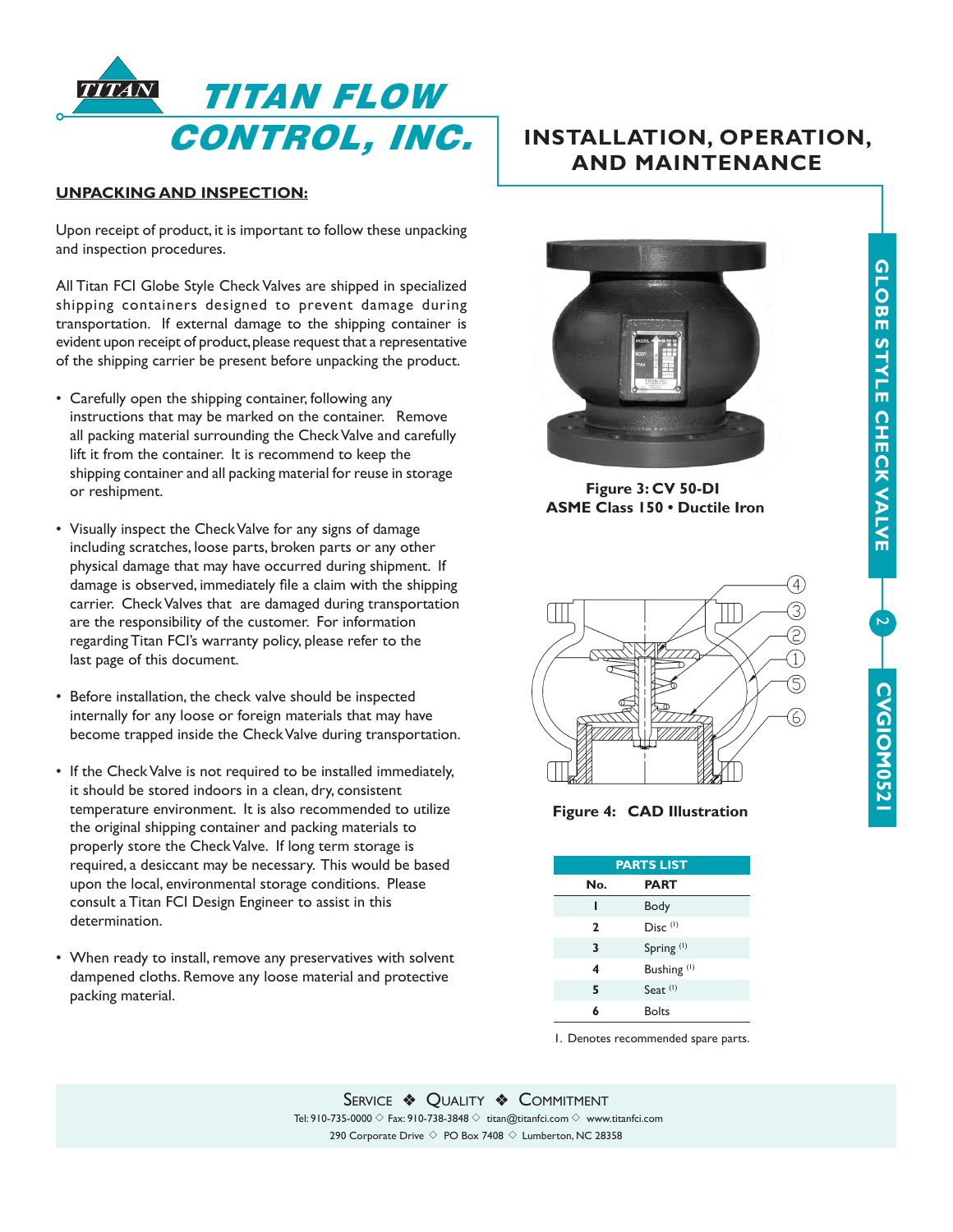## UNPACKING AND INSPECTION:

Upon receipt of product, it is important to follow these unpacking and inspection procedures.

All Titan FCI Globe Style Check Valves are shipped in specialized shipping containers designed to prevent damage during transportation. If external damage to the shipping container is evident upon receipt of product, please request that a representative of the shipping carrier be present before unpacking the product.

- Carefully open the shipping container, following any instructions that may be marked on the container. Remove all packing material surrounding the Check Valve and carefully lift it from the container. It is recommend to keep the shipping container and all packing material for reuse in storage or reshipment.
- Visually inspect the Check Valve for any signs of damage including scratches, loose parts, broken parts or any other physical damage that may have occurred during shipment. If damage is observed, immediately file a claim with the shipping carrier. Check Valves that are damaged during transportation are the responsibility of the customer. For information regarding Titan FCI's warranty policy, please refer to the last page of this document.
- Before installation, the check valve should be inspected internally for any loose or foreign materials that may have become trapped inside the Check Valve during transportation.
- If the Check Valve is not required to be installed immediately, it should be stored indoors in a clean, dry, consistent temperature environment. It is also recommended to utilize the original shipping container and packing materials to properly store the Check Valve. If long term storage is required, a desiccant may be necessary. This would be based upon the local, environmental storage conditions. Please consult a Titan FCI Design Engineer to assist in this determination.
- When ready to install, remove any preservatives with solvent dampened cloths. Remove any loose material and protective packing material.

**Figure 3: CV 50-DI**
**ASME Class 150 • Ductile Iron**

**Figure 4: CAD Illustration**

| No. | PART |
|---|---|
| 1 | Body |
| 2 | Disc [1] |
| 3 | Spring [1] |
| 4 | Bushing [1] |
| 5 | Seat [1] |
| 6 | Bolts |

1. Denotes recommended spare parts.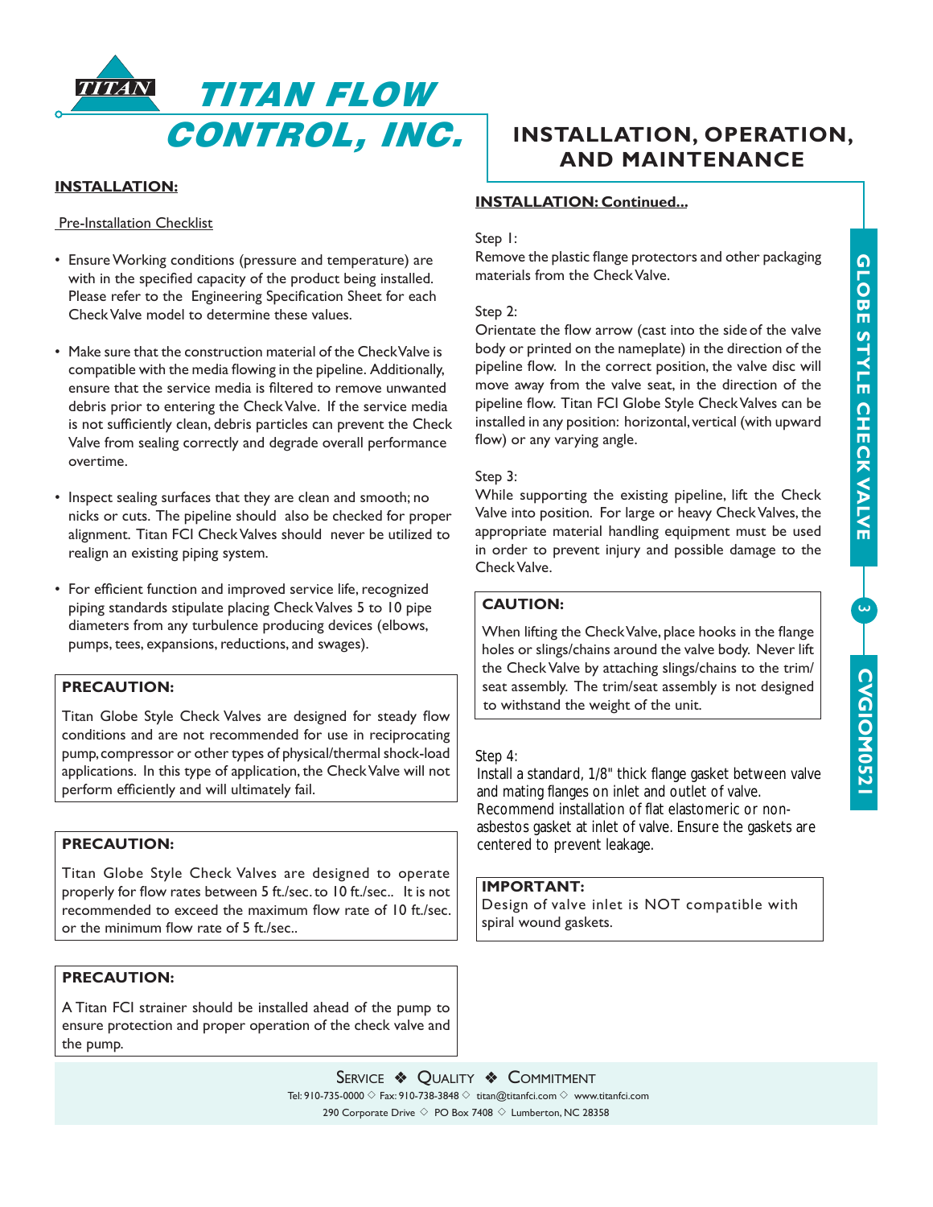## INSTALLATION:

Pre-Installation Checklist

- Ensure Working conditions (pressure and temperature) are with in the specified capacity of the product being installed. Please refer to the Engineering Specification Sheet for each Check Valve model to determine these values.
- Make sure that the construction material of the Check Valve is compatible with the media flowing in the pipeline. Additionally, ensure that the service media is filtered to remove unwanted debris prior to entering the Check Valve. If the service media is not sufficiently clean, debris particles can prevent the Check Valve from sealing correctly and degrade overall performance overtime.
- Inspect sealing surfaces that they are clean and smooth; no nicks or cuts. The pipeline should also be checked for proper alignment. Titan FCI Check Valves should never be utilized to realign an existing piping system.
- For efficient function and improved service life, recognized piping standards stipulate placing Check Valves 5 to 10 pipe diameters from any turbulence producing devices (elbows, pumps, tees, expansions, reductions, and swages).

**PRECAUTION:**

Titan Globe Style Check Valves are designed for steady flow conditions and are not recommended for use in reciprocating pump, compressor or other types of physical/thermal shock-load applications. In this type of application, the Check Valve will not perform efficiently and will ultimately fail.

**PRECAUTION:**

Titan Globe Style Check Valves are designed to operate properly for flow rates between 5 ft./sec. to 10 ft./sec.. It is not recommended to exceed the maximum flow rate of 10 ft./sec. or the minimum flow rate of 5 ft./sec..

**PRECAUTION:**

A Titan FCI strainer should be installed ahead of the pump to ensure protection and proper operation of the check valve and the pump.

## INSTALLATION: Continued...

Step 1:
Remove the plastic flange protectors and other packaging materials from the Check Valve.

Step 2:
Orientate the flow arrow (cast into the side of the valve body or printed on the nameplate) in the direction of the pipeline flow. In the correct position, the valve disc will move away from the valve seat, in the direction of the pipeline flow. Titan FCI Globe Style Check Valves can be installed in any position: horizontal, vertical (with upward flow) or any varying angle.

Step 3:
While supporting the existing pipeline, lift the Check Valve into position. For large or heavy Check Valves, the appropriate material handling equipment must be used in order to prevent injury and possible damage to the Check Valve.

**CAUTION:**

When lifting the Check Valve, place hooks in the flange holes or slings/chains around the valve body. Never lift the Check Valve by attaching slings/chains to the trim/seat assembly. The trim/seat assembly is not designed to withstand the weight of the unit.

Step 4:
Install a standard, 1/8" thick flange gasket between valve and mating flanges on inlet and outlet of valve. Recommend installation of flat elastomeric or non-asbestos gasket at inlet of valve. Ensure the gaskets are centered to prevent leakage.

**IMPORTANT:**
Design of valve inlet is NOT compatible with spiral wound gaskets.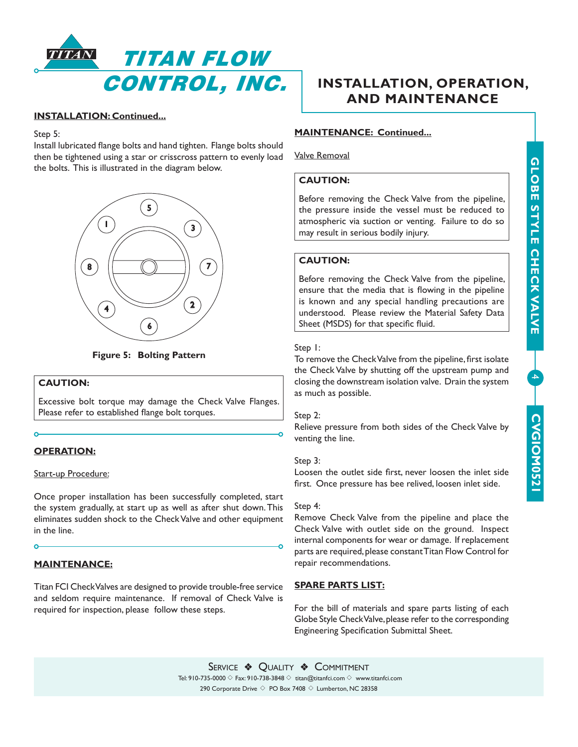**INSTALLATION: Continued...**

Step 5:
Install lubricated flange bolts and hand tighten. Flange bolts should then be tightened using a star or crisscross pattern to evenly load the bolts. This is illustrated in the diagram below.

**Figure 5: Bolting Pattern**

> **CAUTION:**
>
> Excessive bolt torque may damage the Check Valve Flanges. Please refer to established flange bolt torques.

## OPERATION:

Start-up Procedure:

Once proper installation has been successfully completed, start the system gradually, at start up as well as after shut down. This eliminates sudden shock to the Check Valve and other equipment in the line.

## MAINTENANCE:

Titan FCI Check Valves are designed to provide trouble-free service and seldom require maintenance. If removal of Check Valve is required for inspection, please follow these steps.

## MAINTENANCE: Continued...

Valve Removal

> **CAUTION:**
>
> Before removing the Check Valve from the pipeline, the pressure inside the vessel must be reduced to atmospheric via suction or venting. Failure to do so may result in serious bodily injury.

> **CAUTION:**
>
> Before removing the Check Valve from the pipeline, ensure that the media that is flowing in the pipeline is known and any special handling precautions are understood. Please review the Material Safety Data Sheet (MSDS) for that specific fluid.

Step 1:
To remove the Check Valve from the pipeline, first isolate the Check Valve by shutting off the upstream pump and closing the downstream isolation valve. Drain the system as much as possible.

Step 2:
Relieve pressure from both sides of the Check Valve by venting the line.

Step 3:
Loosen the outlet side first, never loosen the inlet side first. Once pressure has bee relived, loosen inlet side.

Step 4:
Remove Check Valve from the pipeline and place the Check Valve with outlet side on the ground. Inspect internal components for wear or damage. If replacement parts are required, please constant Titan Flow Control for repair recommendations.

## SPARE PARTS LIST:

For the bill of materials and spare parts listing of each Globe Style Check Valve, please refer to the corresponding Engineering Specification Submittal Sheet.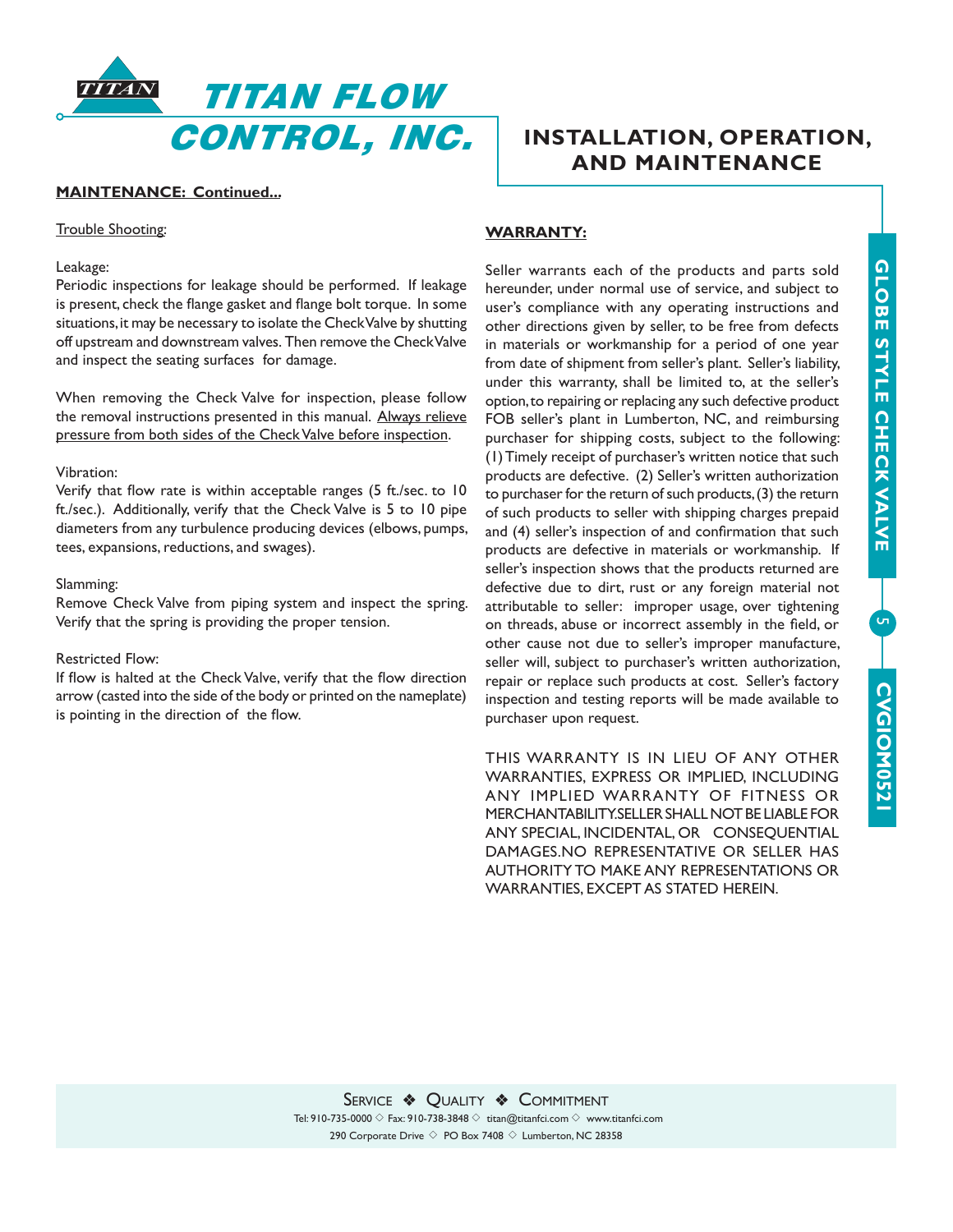## MAINTENANCE: Continued...

Trouble Shooting:

Leakage:
Periodic inspections for leakage should be performed. If leakage is present, check the flange gasket and flange bolt torque. In some situations, it may be necessary to isolate the Check Valve by shutting off upstream and downstream valves. Then remove the Check Valve and inspect the seating surfaces for damage.

When removing the Check Valve for inspection, please follow the removal instructions presented in this manual. Always relieve pressure from both sides of the Check Valve before inspection.

Vibration:
Verify that flow rate is within acceptable ranges (5 ft./sec. to 10 ft./sec.). Additionally, verify that the Check Valve is 5 to 10 pipe diameters from any turbulence producing devices (elbows, pumps, tees, expansions, reductions, and swages).

Slamming:
Remove Check Valve from piping system and inspect the spring. Verify that the spring is providing the proper tension.

Restricted Flow:
If flow is halted at the Check Valve, verify that the flow direction arrow (casted into the side of the body or printed on the nameplate) is pointing in the direction of the flow.

## WARRANTY:

Seller warrants each of the products and parts sold hereunder, under normal use of service, and subject to user's compliance with any operating instructions and other directions given by seller, to be free from defects in materials or workmanship for a period of one year from date of shipment from seller's plant. Seller's liability, under this warranty, shall be limited to, at the seller's option, to repairing or replacing any such defective product FOB seller's plant in Lumberton, NC, and reimbursing purchaser for shipping costs, subject to the following: (1) Timely receipt of purchaser's written notice that such products are defective. (2) Seller's written authorization to purchaser for the return of such products, (3) the return of such products to seller with shipping charges prepaid and (4) seller's inspection of and confirmation that such products are defective in materials or workmanship. If seller's inspection shows that the products returned are defective due to dirt, rust or any foreign material not attributable to seller: improper usage, over tightening on threads, abuse or incorrect assembly in the field, or other cause not due to seller's improper manufacture, seller will, subject to purchaser's written authorization, repair or replace such products at cost. Seller's factory inspection and testing reports will be made available to purchaser upon request.

THIS WARRANTY IS IN LIEU OF ANY OTHER WARRANTIES, EXPRESS OR IMPLIED, INCLUDING ANY IMPLIED WARRANTY OF FITNESS OR MERCHANTABILITY. SELLER SHALL NOT BE LIABLE FOR ANY SPECIAL, INCIDENTAL, OR CONSEQUENTIAL DAMAGES. NO REPRESENTATIVE OR SELLER HAS AUTHORITY TO MAKE ANY REPRESENTATIONS OR WARRANTIES, EXCEPT AS STATED HEREIN.